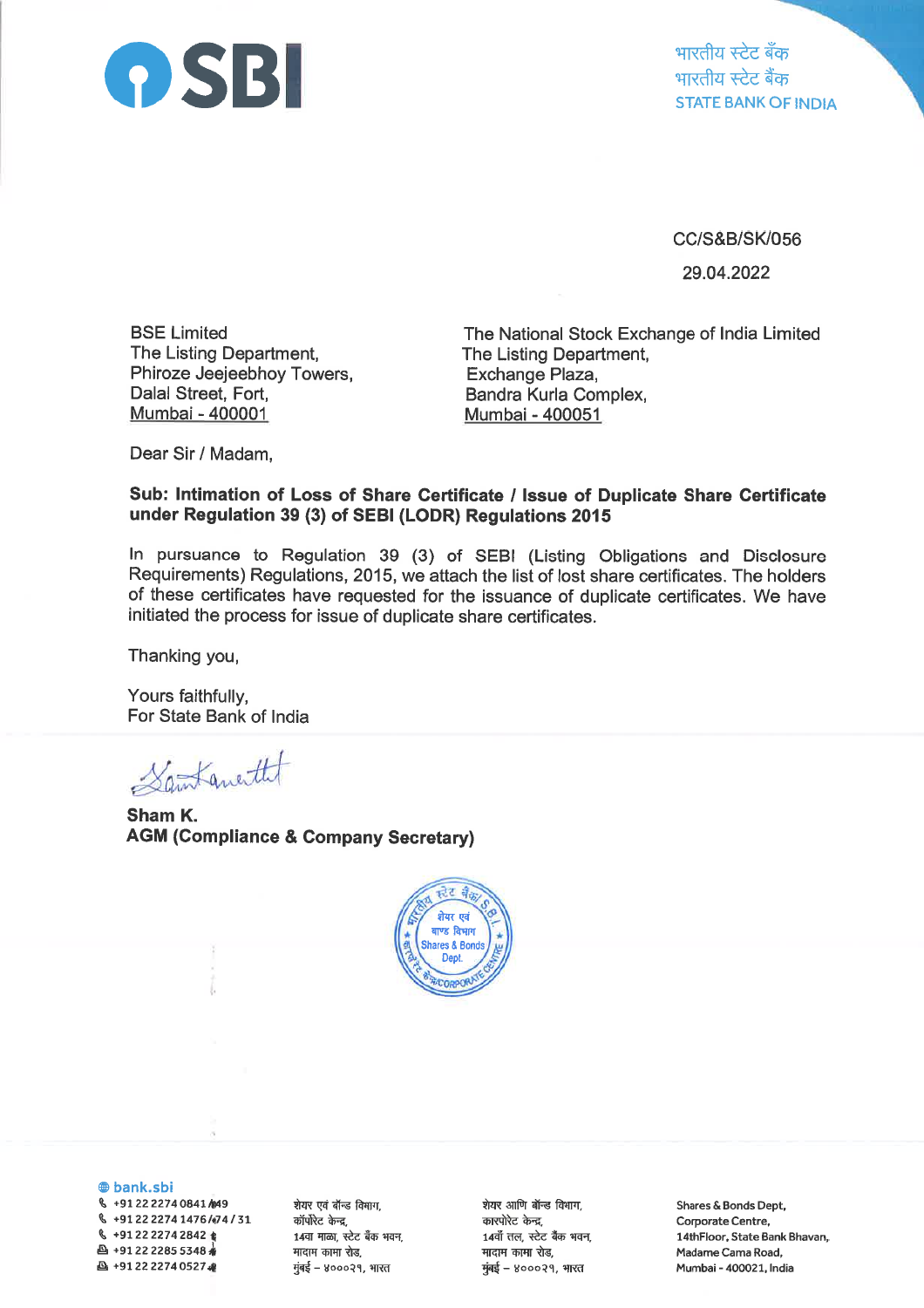**SBI**

भारतीय स्टेट बैंक
भारतीय स्टेट बैंक
STATE BANK OF INDIA

CC/S&B/SK/056

29.04.2022

BSE Limited
The Listing Department,
Phiroze Jeejeebhoy Towers,
Dalal Street, Fort,
Mumbai - 400001

The National Stock Exchange of India Limited
The Listing Department,
Exchange Plaza,
Bandra Kurla Complex,
Mumbai - 400051

Dear Sir / Madam,

**Sub: Intimation of Loss of Share Certificate / Issue of Duplicate Share Certificate under Regulation 39 (3) of SEBI (LODR) Regulations 2015**

In pursuance to Regulation 39 (3) of SEBI (Listing Obligations and Disclosure Requirements) Regulations, 2015, we attach the list of lost share certificates. The holders of these certificates have requested for the issuance of duplicate certificates. We have initiated the process for issue of duplicate share certificates.

Thanking you,

Yours faithfully,
For State Bank of India

**Sham K.**
**AGM (Compliance & Company Secretary)**

bank.sbi
+91 22 2274 0841 / 49
+91 22 2274 1476 / 74 / 31
+91 22 2274 2842
+91 22 2285 5348
+91 22 2274 0527

शेयर एवं बॉन्ड विभाग,
कॉर्पोरेट केन्द्र,
14वा माळा, स्टेट बैंक भवन,
मादाम कामा रोड,
मुंबई – ४०००२१, भारत

शेयर आणि बॉन्ड विभाग,
कारपोरेट केन्द्र,
14वाँ तल, स्टेट बैंक भवन,
मादाम कामा रोड,
मुंबई – ४०००२१, भारत

Shares & Bonds Dept,
Corporate Centre,
14thFloor, State Bank Bhavan,
Madame Cama Road,
Mumbai - 400021, India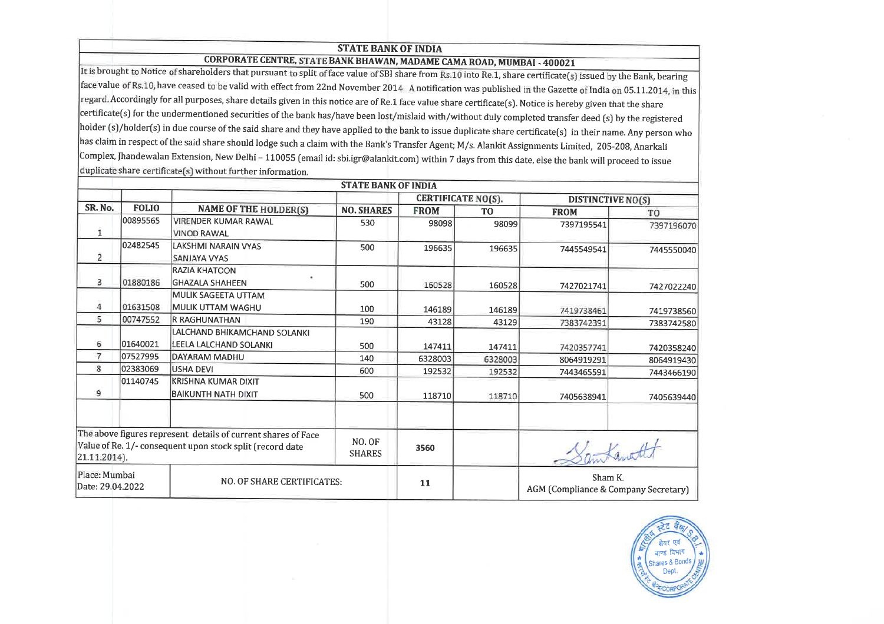# STATE BANK OF INDIA

## CORPORATE CENTRE, STATE BANK BHAWAN, MADAME CAMA ROAD, MUMBAI - 400021

It is brought to Notice of shareholders that pursuant to split of face value of SBI share from Rs.10 into Re.1, share certificate(s) issued by the Bank, bearing face value of Rs.10, have ceased to be valid with effect from 22nd November 2014. A notification was published in the Gazette of India on 05.11.2014, in this regard. Accordingly for all purposes, share details given in this notice are of Re.1 face value share certificate(s). Notice is hereby given that the share certificate(s) for the undermentioned securities of the bank has/have been lost/mislaid with/without duly completed transfer deed (s) by the registered holder (s)/holder(s) in due course of the said share and they have applied to the bank to issue duplicate share certificate(s) in their name. Any person who has claim in respect of the said share should lodge such a claim with the Bank's Transfer Agent; M/s. Alankit Assignments Limited, 205-208, Anarkali Complex, Jhandewalan Extension, New Delhi – 110055 (email id: sbi.igr@alankit.com) within 7 days from this date, else the bank will proceed to issue duplicate share certificate(s) without further information.

**STATE BANK OF INDIA**

| SR. No. | FOLIO | NAME OF THE HOLDER(S) | NO. SHARES | CERTIFICATE NO(S). | | DISTINCTIVE NO(S) | |
|---|---|---|---|---|---|---|---|
| | | | | FROM | TO | FROM | TO |
| 1 | 00895565 | VIRENDER KUMAR RAWAL<br>VINOD RAWAL | 530 | 98098 | 98099 | 7397195541 | 7397196070 |
| 2 | 02482545 | LAKSHMI NARAIN VYAS<br>SANJAYA VYAS | 500 | 196635 | 196635 | 7445549541 | 7445550040 |
| 3 | 01880186 | RAZIA KHATOON<br>GHAZALA SHAHEEN | 500 | 160528 | 160528 | 7427021741 | 7427022240 |
| 4 | 01631508 | MULIK SAGEETA UTTAM<br>MULIK UTTAM WAGHU | 100 | 146189 | 146189 | 7419738461 | 7419738560 |
| 5 | 00747552 | R RAGHUNATHAN | 190 | 43128 | 43129 | 7383742391 | 7383742580 |
| 6 | 01640021 | LALCHAND BHIKAMCHAND SOLANKI<br>LEELA LALCHAND SOLANKI | 500 | 147411 | 147411 | 7420357741 | 7420358240 |
| 7 | 07527995 | DAYARAM MADHU | 140 | 6328003 | 6328003 | 8064919291 | 8064919430 |
| 8 | 02383069 | USHA DEVI | 600 | 192532 | 192532 | 7443465591 | 7443466190 |
| 9 | 01140745 | KRISHNA KUMAR DIXIT<br>BAIKUNTH NATH DIXIT | 500 | 118710 | 118710 | 7405638941 | 7405639440 |
| | | | | | | | |
| The above figures represent details of current shares of Face Value of Re. 1/- consequent upon stock split (record date 21.11.2014). | | | NO. OF SHARES | 3560 | | | |
| Place: Mumbai<br>Date: 29.04.2022 | | NO. OF SHARE CERTIFICATES: | | 11 | | Sham K.<br>AGM (Compliance & Company Secretary) | |